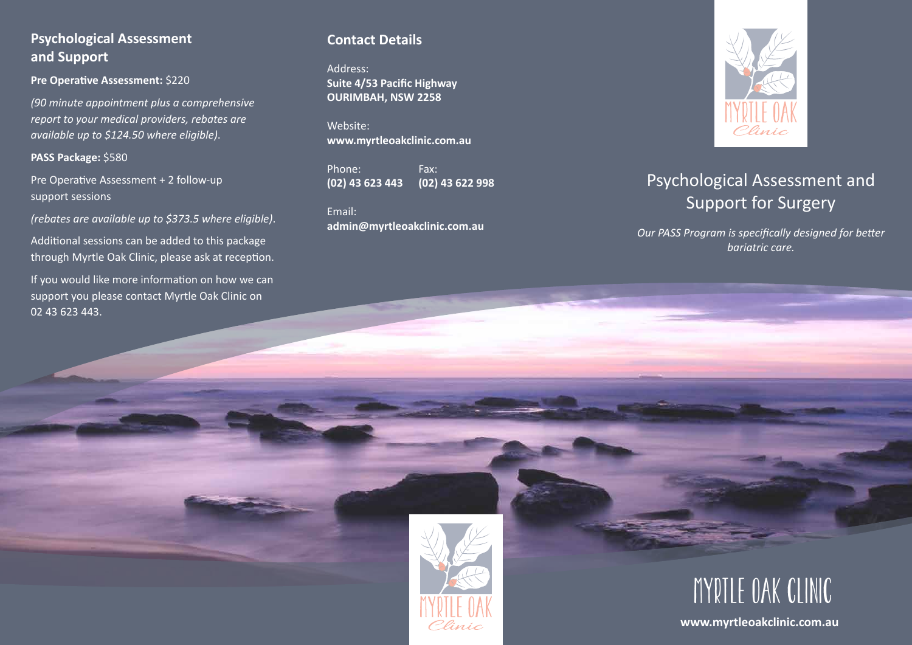## Psychological Assessment and Support

**Pre Operative Assessment:** $220

*(90 minute appointment plus a comprehensive report to your medical providers, rebates are available up to $124.50 where eligible).*

**PASS Package:** $580

Pre Operative Assessment + 2 follow-up support sessions

*(rebates are available up to $373.5 where eligible).*

Additional sessions can be added to this package through Myrtle Oak Clinic, please ask at reception.

If you would like more information on how we can support you please contact Myrtle Oak Clinic on 02 43 623 443.

## Contact Details

Address:
**Suite 4/53 Pacific Highway**
**OURIMBAH, NSW 2258**

Website:
**www.myrtleoakclinic.com.au**

Phone:
**(02) 43 623 443**

Fax:
**(02) 43 622 998**

Email:
**admin@myrtleoakclinic.com.au**

MYRTLE OAK Clinic

# Psychological Assessment and Support for Surgery

*Our PASS Program is specifically designed for better bariatric care.*

MYRTLE OAK Clinic

MYRTLE OAK CLINIC

**www.myrtleoakclinic.com.au**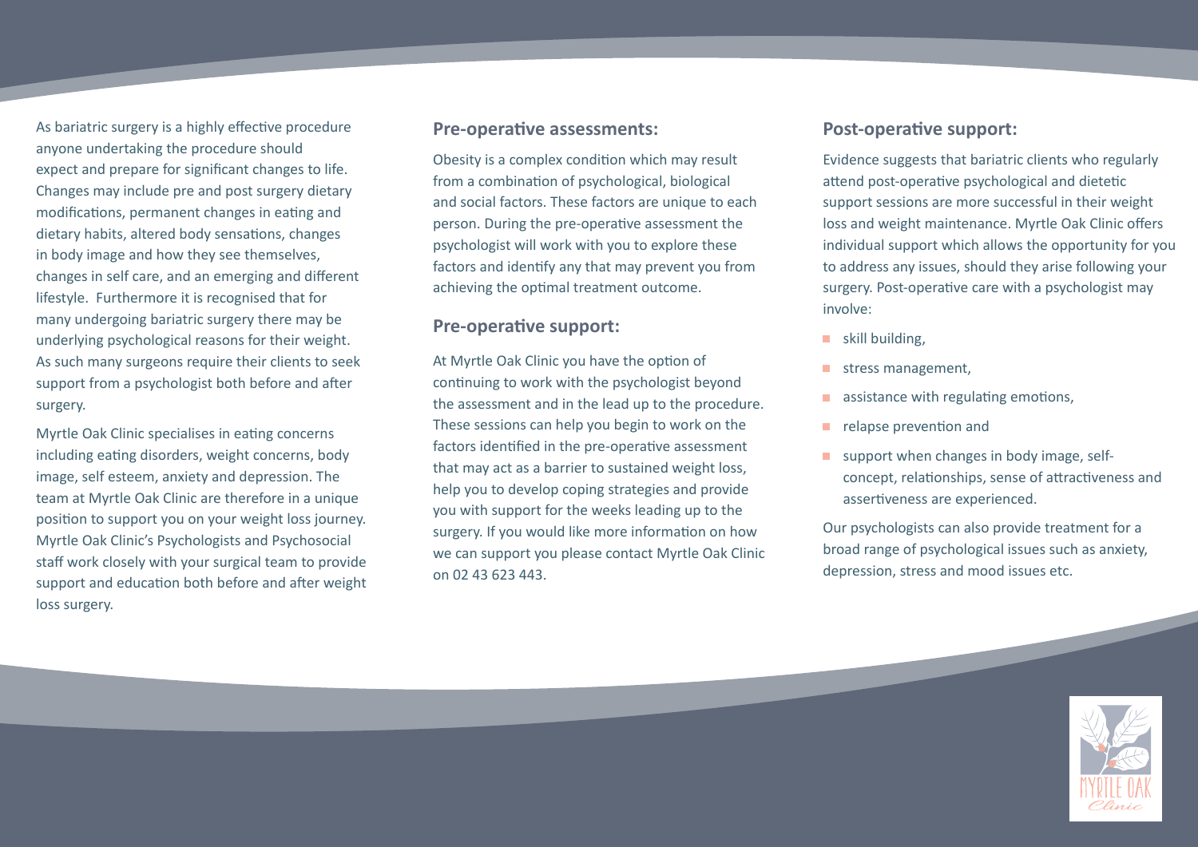As bariatric surgery is a highly effective procedure anyone undertaking the procedure should expect and prepare for significant changes to life. Changes may include pre and post surgery dietary modifications, permanent changes in eating and dietary habits, altered body sensations, changes in body image and how they see themselves, changes in self care, and an emerging and different lifestyle. Furthermore it is recognised that for many undergoing bariatric surgery there may be underlying psychological reasons for their weight. As such many surgeons require their clients to seek support from a psychologist both before and after surgery.

Myrtle Oak Clinic specialises in eating concerns including eating disorders, weight concerns, body image, self esteem, anxiety and depression. The team at Myrtle Oak Clinic are therefore in a unique position to support you on your weight loss journey. Myrtle Oak Clinic's Psychologists and Psychosocial staff work closely with your surgical team to provide support and education both before and after weight loss surgery.

## Pre-operative assessments:

Obesity is a complex condition which may result from a combination of psychological, biological and social factors. These factors are unique to each person. During the pre-operative assessment the psychologist will work with you to explore these factors and identify any that may prevent you from achieving the optimal treatment outcome.

## Pre-operative support:

At Myrtle Oak Clinic you have the option of continuing to work with the psychologist beyond the assessment and in the lead up to the procedure. These sessions can help you begin to work on the factors identified in the pre-operative assessment that may act as a barrier to sustained weight loss, help you to develop coping strategies and provide you with support for the weeks leading up to the surgery. If you would like more information on how we can support you please contact Myrtle Oak Clinic on 02 43 623 443.

## Post-operative support:

Evidence suggests that bariatric clients who regularly attend post-operative psychological and dietetic support sessions are more successful in their weight loss and weight maintenance. Myrtle Oak Clinic offers individual support which allows the opportunity for you to address any issues, should they arise following your surgery. Post-operative care with a psychologist may involve:

- skill building,
- stress management,
- assistance with regulating emotions,
- relapse prevention and
- support when changes in body image, self-concept, relationships, sense of attractiveness and assertiveness are experienced.

Our psychologists can also provide treatment for a broad range of psychological issues such as anxiety, depression, stress and mood issues etc.

MYRTLE OAK
Clinic